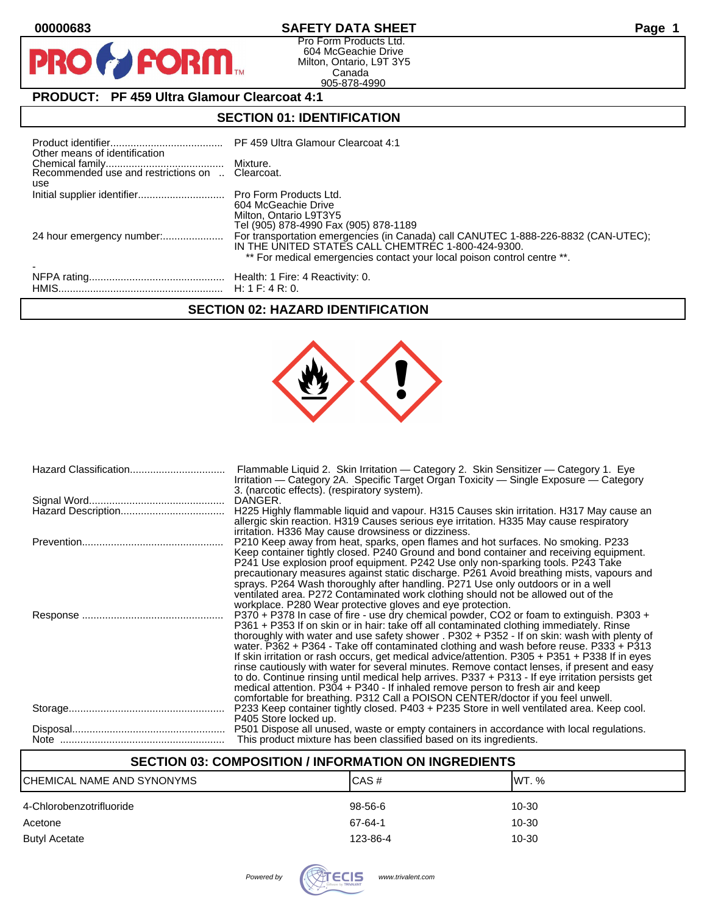# SAFETY DATA SHEET

Pro Form Products Ltd.
604 McGeachie Drive
Milton, Ontario, L9T 3Y5
Canada
905-878-4990

## PRODUCT: PF 459 Ultra Glamour Clearcoat 4:1

## SECTION 01: IDENTIFICATION

| | |
|---|---|
| Product identifier | PF 459 Ultra Glamour Clearcoat 4:1 |
| Other means of identification | |
| Chemical family | Mixture. |
| Recommended use and restrictions on use | Clearcoat. |
| Initial supplier identifier | Pro Form Products Ltd.<br>604 McGeachie Drive<br>Milton, Ontario L9T3Y5<br>Tel (905) 878-4990 Fax (905) 878-1189 |
| 24 hour emergency number: | For transportation emergencies (in Canada) call CANUTEC 1-888-226-8832 (CAN-UTEC); IN THE UNITED STATES CALL CHEMTREC 1-800-424-9300.<br>** For medical emergencies contact your local poison control centre **. |
| - | |
| NFPA rating | Health: 1 Fire: 4 Reactivity: 0. |
| HMIS | H: 1 F: 4 R: 0. |

## SECTION 02: HAZARD IDENTIFICATION

| | |
|---|---|
| Hazard Classification | Flammable Liquid 2. Skin Irritation — Category 2. Skin Sensitizer — Category 1. Eye Irritation — Category 2A. Specific Target Organ Toxicity — Single Exposure — Category 3. (narcotic effects). (respiratory system). |
| Signal Word | DANGER. |
| Hazard Description | H225 Highly flammable liquid and vapour. H315 Causes skin irritation. H317 May cause an allergic skin reaction. H319 Causes serious eye irritation. H335 May cause respiratory irritation. H336 May cause drowsiness or dizziness. |
| Prevention | P210 Keep away from heat, sparks, open flames and hot surfaces. No smoking. P233 Keep container tightly closed. P240 Ground and bond container and receiving equipment. P241 Use explosion proof equipment. P242 Use only non-sparking tools. P243 Take precautionary measures against static discharge. P261 Avoid breathing mists, vapours and sprays. P264 Wash thoroughly after handling. P271 Use only outdoors or in a well ventilated area. P272 Contaminated work clothing should not be allowed out of the workplace. P280 Wear protective gloves and eye protection. |
| Response | P370 + P378 In case of fire - use dry chemical powder, CO2 or foam to extinguish. P303 + P361 + P353 If on skin or in hair: take off all contaminated clothing immediately. Rinse thoroughly with water and use safety shower . P302 + P352 - If on skin: wash with plenty of water. P362 + P364 - Take off contaminated clothing and wash before reuse. P333 + P313 If skin irritation or rash occurs, get medical advice/attention. P305 + P351 + P338 If in eyes rinse cautiously with water for several minutes. Remove contact lenses, if present and easy to do. Continue rinsing until medical help arrives. P337 + P313 - If eye irritation persists get medical attention. P304 + P340 - If inhaled remove person to fresh air and keep comfortable for breathing. P312 Call a POISON CENTER/doctor if you feel unwell. |
| Storage | P233 Keep container tightly closed. P403 + P235 Store in well ventilated area. Keep cool. P405 Store locked up. |
| Disposal | P501 Dispose all unused, waste or empty containers in accordance with local regulations. |
| Note | This product mixture has been classified based on its ingredients. |

## SECTION 03: COMPOSITION / INFORMATION ON INGREDIENTS

| CHEMICAL NAME AND SYNONYMS | CAS # | WT. % |
|---|---|---|
| 4-Chlorobenzotrifluoride | 98-56-6 | 10-30 |
| Acetone | 67-64-1 | 10-30 |
| Butyl Acetate | 123-86-4 | 10-30 |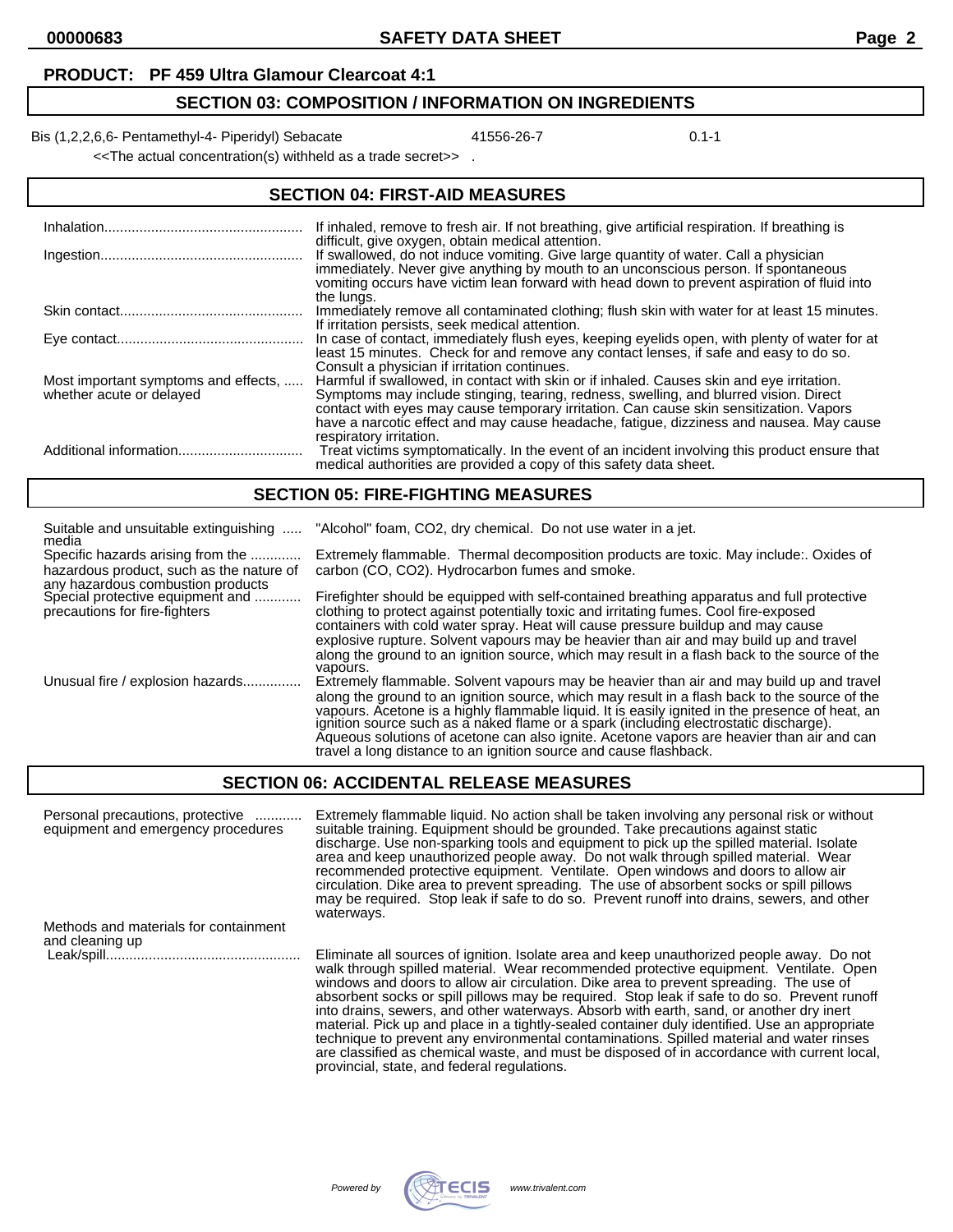**PRODUCT: PF 459 Ultra Glamour Clearcoat 4:1**

## SECTION 03: COMPOSITION / INFORMATION ON INGREDIENTS

| | | |
|---|---|---|
| Bis (1,2,2,6,6- Pentamethyl-4- Piperidyl) Sebacate | 41556-26-7 | 0.1-1 |

<<The actual concentration(s) withheld as a trade secret>> .

## SECTION 04: FIRST-AID MEASURES

| | |
|---|---|
| Inhalation | If inhaled, remove to fresh air. If not breathing, give artificial respiration. If breathing is difficult, give oxygen, obtain medical attention. |
| Ingestion | If swallowed, do not induce vomiting. Give large quantity of water. Call a physician immediately. Never give anything by mouth to an unconscious person. If spontaneous vomiting occurs have victim lean forward with head down to prevent aspiration of fluid into the lungs. |
| Skin contact | Immediately remove all contaminated clothing; flush skin with water for at least 15 minutes. If irritation persists, seek medical attention. |
| Eye contact | In case of contact, immediately flush eyes, keeping eyelids open, with plenty of water for at least 15 minutes. Check for and remove any contact lenses, if safe and easy to do so. Consult a physician if irritation continues. |
| Most important symptoms and effects, whether acute or delayed | Harmful if swallowed, in contact with skin or if inhaled. Causes skin and eye irritation. Symptoms may include stinging, tearing, redness, swelling, and blurred vision. Direct contact with eyes may cause temporary irritation. Can cause skin sensitization. Vapors have a narcotic effect and may cause headache, fatigue, dizziness and nausea. May cause respiratory irritation. |
| Additional information | Treat victims symptomatically. In the event of an incident involving this product ensure that medical authorities are provided a copy of this safety data sheet. |

## SECTION 05: FIRE-FIGHTING MEASURES

| | |
|---|---|
| Suitable and unsuitable extinguishing media | "Alcohol" foam, $CO_2$, dry chemical. Do not use water in a jet. |
| Specific hazards arising from the hazardous product, such as the nature of any hazardous combustion products | Extremely flammable. Thermal decomposition products are toxic. May include:. Oxides of carbon ($CO$, $CO_2$). Hydrocarbon fumes and smoke. |
| Special protective equipment and precautions for fire-fighters | Firefighter should be equipped with self-contained breathing apparatus and full protective clothing to protect against potentially toxic and irritating fumes. Cool fire-exposed containers with cold water spray. Heat will cause pressure buildup and may cause explosive rupture. Solvent vapours may be heavier than air and may build up and travel along the ground to an ignition source, which may result in a flash back to the source of the vapours. |
| Unusual fire / explosion hazards | Extremely flammable. Solvent vapours may be heavier than air and may build up and travel along the ground to an ignition source, which may result in a flash back to the source of the vapours. Acetone is a highly flammable liquid. It is easily ignited in the presence of heat, an ignition source such as a naked flame or a spark (including electrostatic discharge). Aqueous solutions of acetone can also ignite. Acetone vapors are heavier than air and can travel a long distance to an ignition source and cause flashback. |

## SECTION 06: ACCIDENTAL RELEASE MEASURES

| | |
|---|---|
| Personal precautions, protective equipment and emergency procedures | Extremely flammable liquid. No action shall be taken involving any personal risk or without suitable training. Equipment should be grounded. Take precautions against static discharge. Use non-sparking tools and equipment to pick up the spilled material. Isolate area and keep unauthorized people away. Do not walk through spilled material. Wear recommended protective equipment. Ventilate. Open windows and doors to allow air circulation. Dike area to prevent spreading. The use of absorbent socks or spill pillows may be required. Stop leak if safe to do so. Prevent runoff into drains, sewers, and other waterways. |
| Methods and materials for containment and cleaning up | |
| Leak/spill | Eliminate all sources of ignition. Isolate area and keep unauthorized people away. Do not walk through spilled material. Wear recommended protective equipment. Ventilate. Open windows and doors to allow air circulation. Dike area to prevent spreading. The use of absorbent socks or spill pillows may be required. Stop leak if safe to do so. Prevent runoff into drains, sewers, and other waterways. Absorb with earth, sand, or another dry inert material. Pick up and place in a tightly-sealed container duly identified. Use an appropriate technique to prevent any environmental contaminations. Spilled material and water rinses are classified as chemical waste, and must be disposed of in accordance with current local, provincial, state, and federal regulations. |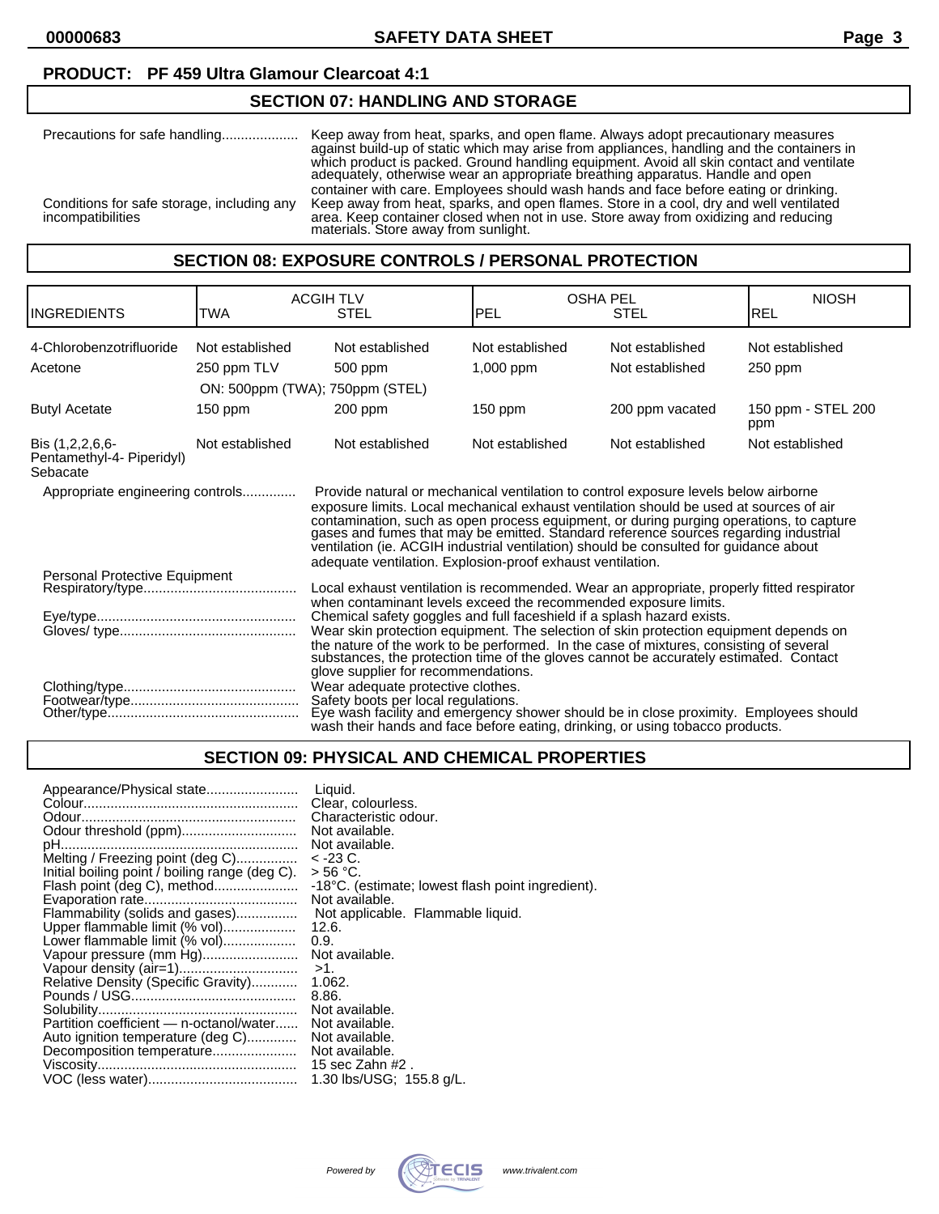**PRODUCT: PF 459 Ultra Glamour Clearcoat 4:1**

## SECTION 07: HANDLING AND STORAGE

| | |
|---|---|
| Precautions for safe handling.................... | Keep away from heat, sparks, and open flame. Always adopt precautionary measures against build-up of static which may arise from appliances, handling and the containers in which product is packed. Ground handling equipment. Avoid all skin contact and ventilate adequately, otherwise wear an appropriate breathing apparatus. Handle and open container with care. Employees should wash hands and face before eating or drinking. |
| Conditions for safe storage, including any incompatibilities | Keep away from heat, sparks, and open flames. Store in a cool, dry and well ventilated area. Keep container closed when not in use. Store away from oxidizing and reducing materials. Store away from sunlight. |

## SECTION 08: EXPOSURE CONTROLS / PERSONAL PROTECTION

| INGREDIENTS | ACGIH TLV TWA | ACGIH TLV STEL | OSHA PEL PEL | OSHA PEL STEL | NIOSH REL |
|---|---|---|---|---|---|
| 4-Chlorobenzotrifluoride | Not established | Not established | Not established | Not established | Not established |
| Acetone | 250 ppm TLV<br>ON: 500ppm (TWA); 750ppm (STEL) | 500 ppm | 1,000 ppm | Not established | 250 ppm |
| Butyl Acetate | 150 ppm | 200 ppm | 150 ppm | 200 ppm vacated | 150 ppm - STEL 200 ppm |
| Bis (1,2,2,6,6-Pentamethyl-4- Piperidyl) Sebacate | Not established | Not established | Not established | Not established | Not established |

| | |
|---|---|
| Appropriate engineering controls.............. | Provide natural or mechanical ventilation to control exposure levels below airborne exposure limits. Local mechanical exhaust ventilation should be used at sources of air contamination, such as open process equipment, or during purging operations, to capture gases and fumes that may be emitted. Standard reference sources regarding industrial ventilation (ie. ACGIH industrial ventilation) should be consulted for guidance about adequate ventilation. Explosion-proof exhaust ventilation. |
| **Personal Protective Equipment** | |
| Respiratory/type........................................ | Local exhaust ventilation is recommended. Wear an appropriate, properly fitted respirator when contaminant levels exceed the recommended exposure limits. |
| Eye/type.................................................... | Chemical safety goggles and full faceshield if a splash hazard exists. |
| Gloves/ type.............................................. | Wear skin protection equipment. The selection of skin protection equipment depends on the nature of the work to be performed. In the case of mixtures, consisting of several substances, the protection time of the gloves cannot be accurately estimated. Contact glove supplier for recommendations. |
| Clothing/type............................................. | Wear adequate protective clothes. |
| Footwear/type............................................ | Safety boots per local regulations. |
| Other/type.................................................. | Eye wash facility and emergency shower should be in close proximity. Employees should wash their hands and face before eating, drinking, or using tobacco products. |

## SECTION 09: PHYSICAL AND CHEMICAL PROPERTIES

| | |
|---|---|
| Appearance/Physical state........................ | Liquid. |
| Colour....................................................... | Clear, colourless. |
| Odour........................................................ | Characteristic odour. |
| Odour threshold (ppm).............................. | Not available. |
| pH............................................................. | Not available. |
| Melting / Freezing point (deg C)................ | < -23 C. |
| Initial boiling point / boiling range (deg C). | > 56 °C. |
| Flash point (deg C), method...................... | -18°C. (estimate; lowest flash point ingredient). |
| Evaporation rate........................................ | Not available. |
| Flammability (solids and gases)................ | Not applicable. Flammable liquid. |
| Upper flammable limit (% vol)................... | 12.6. |
| Lower flammable limit (% vol)................... | 0.9. |
| Vapour pressure (mm Hg)......................... | Not available. |
| Vapour density (air=1)............................... | >1. |
| Relative Density (Specific Gravity)............ | 1.062. |
| Pounds / USG........................................... | 8.86. |
| Solubility.................................................... | Not available. |
| Partition coefficient — n-octanol/water...... | Not available. |
| Auto ignition temperature (deg C)............. | Not available. |
| Decomposition temperature...................... | Not available. |
| Viscosity.................................................... | 15 sec Zahn #2 . |
| VOC (less water)....................................... | 1.30 lbs/USG; 155.8 g/L. |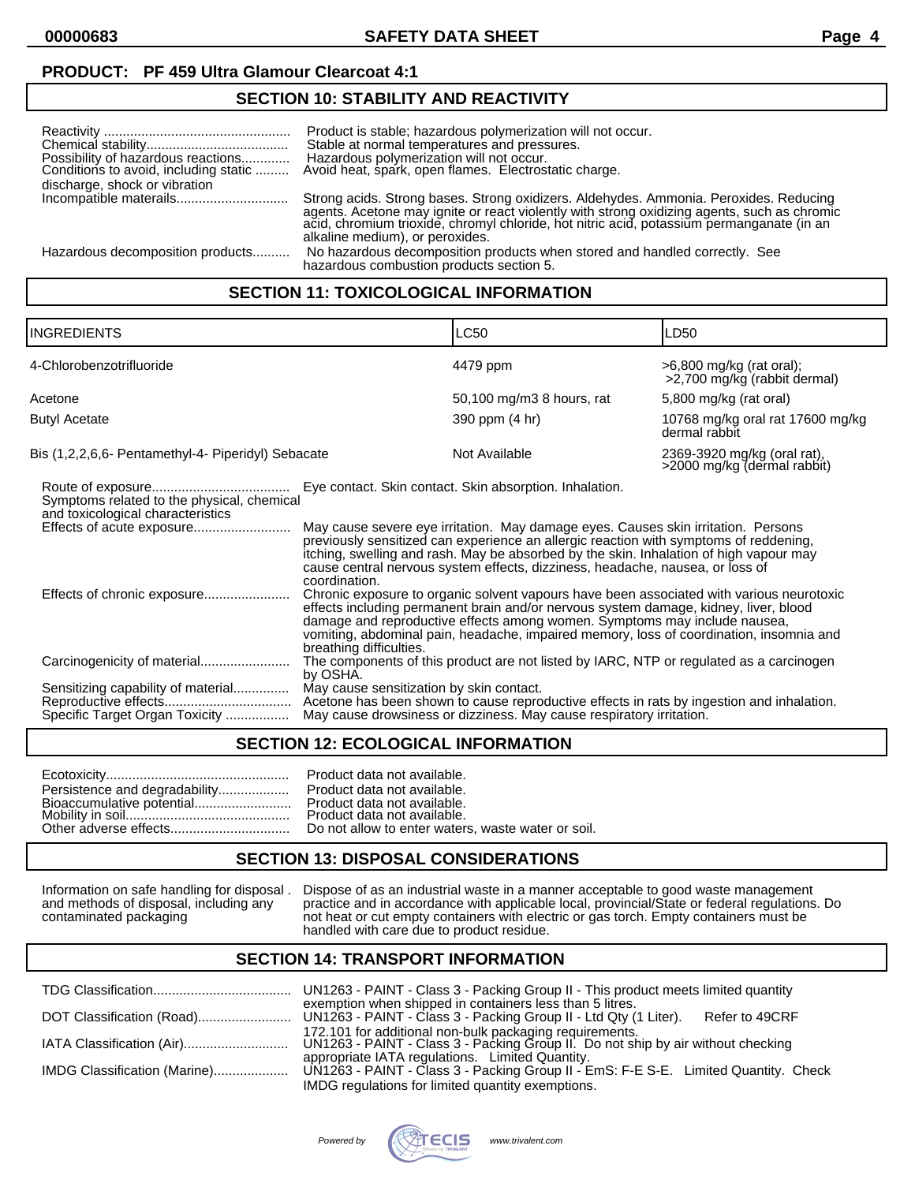**PRODUCT: PF 459 Ultra Glamour Clearcoat 4:1**

## SECTION 10: STABILITY AND REACTIVITY

Reactivity .................................................. Product is stable; hazardous polymerization will not occur.
Chemical stability...................................... Stable at normal temperatures and pressures.
Possibility of hazardous reactions............. Hazardous polymerization will not occur.
Conditions to avoid, including static ......... discharge, shock or vibration Avoid heat, spark, open flames. Electrostatic charge.
Incompatible materails............................. Strong acids. Strong bases. Strong oxidizers. Aldehydes. Ammonia. Peroxides. Reducing agents. Acetone may ignite or react violently with strong oxidizing agents, such as chromic acid, chromium trioxide, chromyl chloride, hot nitric acid, potassium permanganate (in an alkaline medium), or peroxides.
Hazardous decomposition products.......... No hazardous decomposition products when stored and handled correctly. See hazardous combustion products section 5.

## SECTION 11: TOXICOLOGICAL INFORMATION

| INGREDIENTS | LC50 | LD50 |
|---|---|---|
| 4-Chlorobenzotrifluoride | 4479 ppm | >6,800 mg/kg (rat oral); >2,700 mg/kg (rabbit dermal) |
| Acetone | 50,100 mg/m3 8 hours, rat | 5,800 mg/kg (rat oral) |
| Butyl Acetate | 390 ppm (4 hr) | 10768 mg/kg oral rat 17600 mg/kg dermal rabbit |
| Bis (1,2,2,6,6- Pentamethyl-4- Piperidyl) Sebacate | Not Available | 2369-3920 mg/kg (oral rat), >2000 mg/kg (dermal rabbit) |

Route of exposure..................................... Eye contact. Skin contact. Skin absorption. Inhalation.
Symptoms related to the physical, chemical and toxicological characteristics
Effects of acute exposure.......................... May cause severe eye irritation. May damage eyes. Causes skin irritation. Persons previously sensitized can experience an allergic reaction with symptoms of reddening, itching, swelling and rash. May be absorbed by the skin. Inhalation of high vapour may cause central nervous system effects, dizziness, headache, nausea, or loss of coordination.
Effects of chronic exposure....................... Chronic exposure to organic solvent vapours have been associated with various neurotoxic effects including permanent brain and/or nervous system damage, kidney, liver, blood damage and reproductive effects among women. Symptoms may include nausea, vomiting, abdominal pain, headache, impaired memory, loss of coordination, insomnia and breathing difficulties.
Carcinogenicity of material........................ The components of this product are not listed by IARC, NTP or regulated as a carcinogen by OSHA.
Sensitizing capability of material............... May cause sensitization by skin contact.
Reproductive effects.................................. Acetone has been shown to cause reproductive effects in rats by ingestion and inhalation.
Specific Target Organ Toxicity ................. May cause drowsiness or dizziness. May cause respiratory irritation.

## SECTION 12: ECOLOGICAL INFORMATION

Ecotoxicity................................................ Product data not available.
Persistence and degradability................... Product data not available.
Bioaccumulative potential.......................... Product data not available.
Mobility in soil........................................... Product data not available.
Other adverse effects................................ Do not allow to enter waters, waste water or soil.

## SECTION 13: DISPOSAL CONSIDERATIONS

Information on safe handling for disposal . and methods of disposal, including any contaminated packaging: Dispose of as an industrial waste in a manner acceptable to good waste management practice and in accordance with applicable local, provincial/State or federal regulations. Do not heat or cut empty containers with electric or gas torch. Empty containers must be handled with care due to product residue.

## SECTION 14: TRANSPORT INFORMATION

TDG Classification..................................... UN1263 - PAINT - Class 3 - Packing Group II - This product meets limited quantity exemption when shipped in containers less than 5 litres.
DOT Classification (Road).......................... UN1263 - PAINT - Class 3 - Packing Group II - Ltd Qty (1 Liter). Refer to 49CRF 172.101 for additional non-bulk packaging requirements.
IATA Classification (Air)............................ UN1263 - PAINT - Class 3 - Packing Group II. Do not ship by air without checking appropriate IATA regulations. Limited Quantity.
IMDG Classification (Marine).................... UN1263 - PAINT - Class 3 - Packing Group II - EmS: F-E S-E. Limited Quantity. Check IMDG regulations for limited quantity exemptions.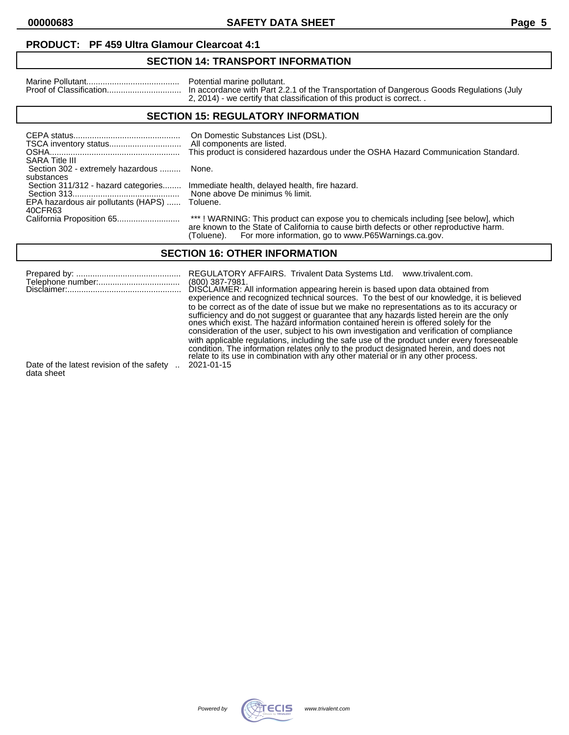**PRODUCT: PF 459 Ultra Glamour Clearcoat 4:1**

## SECTION 14: TRANSPORT INFORMATION

| | |
|---|---|
| Marine Pollutant | Potential marine pollutant. |
| Proof of Classification | In accordance with Part 2.2.1 of the Transportation of Dangerous Goods Regulations (July 2, 2014) - we certify that classification of this product is correct. . |

## SECTION 15: REGULATORY INFORMATION

| | |
|---|---|
| CEPA status | On Domestic Substances List (DSL). |
| TSCA inventory status | All components are listed. |
| OSHA | This product is considered hazardous under the OSHA Hazard Communication Standard. |
| SARA Title III | |
| Section 302 - extremely hazardous substances | None. |
| Section 311/312 - hazard categories | Immediate health, delayed health, fire hazard. |
| Section 313 | None above De minimus % limit. |
| EPA hazardous air pollutants (HAPS) 40CFR63 | Toluene. |
| California Proposition 65 | *** ! WARNING: This product can expose you to chemicals including [see below], which are known to the State of California to cause birth defects or other reproductive harm. (Toluene). For more information, go to www.P65Warnings.ca.gov. |

## SECTION 16: OTHER INFORMATION

| | |
|---|---|
| Prepared by: | REGULATORY AFFAIRS. Trivalent Data Systems Ltd. www.trivalent.com. |
| Telephone number: | (800) 387-7981. |
| Disclaimer: | DISCLAIMER: All information appearing herein is based upon data obtained from experience and recognized technical sources. To the best of our knowledge, it is believed to be correct as of the date of issue but we make no representations as to its accuracy or sufficiency and do not suggest or guarantee that any hazards listed herein are the only ones which exist. The hazard information contained herein is offered solely for the consideration of the user, subject to his own investigation and verification of compliance with applicable regulations, including the safe use of the product under every foreseeable condition. The information relates only to the product designated herein, and does not relate to its use in combination with any other material or in any other process. |
| Date of the latest revision of the safety data sheet | 2021-01-15 |

*Powered by* TECIS www.trivalent.com